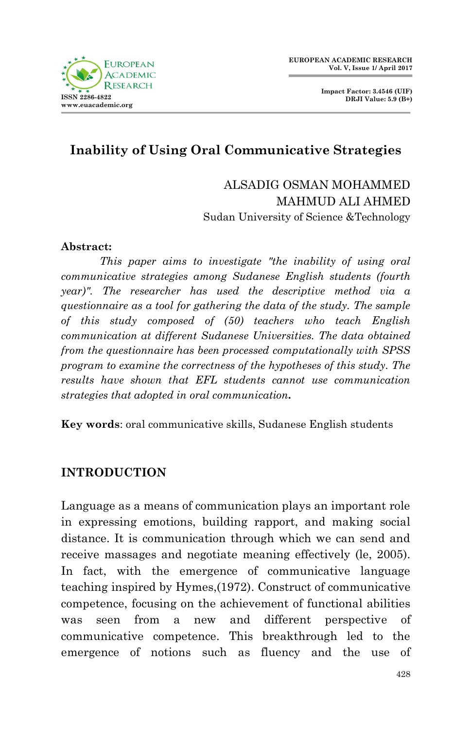# Inability of Using Oral Communicative Strategies

ALSADIG OSMAN MOHAMMED
MAHMUD ALI AHMED
Sudan University of Science &Technology

**Abstract:**

*This paper aims to investigate "the inability of using oral communicative strategies among Sudanese English students (fourth year)". The researcher has used the descriptive method via a questionnaire as a tool for gathering the data of the study. The sample of this study composed of (50) teachers who teach English communication at different Sudanese Universities. The data obtained from the questionnaire has been processed computationally with SPSS program to examine the correctness of the hypotheses of this study. The results have shown that EFL students cannot use communication strategies that adopted in oral communication.*

**Key words**: oral communicative skills, Sudanese English students

## INTRODUCTION

Language as a means of communication plays an important role in expressing emotions, building rapport, and making social distance. It is communication through which we can send and receive massages and negotiate meaning effectively (le, 2005). In fact, with the emergence of communicative language teaching inspired by Hymes,(1972). Construct of communicative competence, focusing on the achievement of functional abilities was seen from a new and different perspective of communicative competence. This breakthrough led to the emergence of notions such as fluency and the use of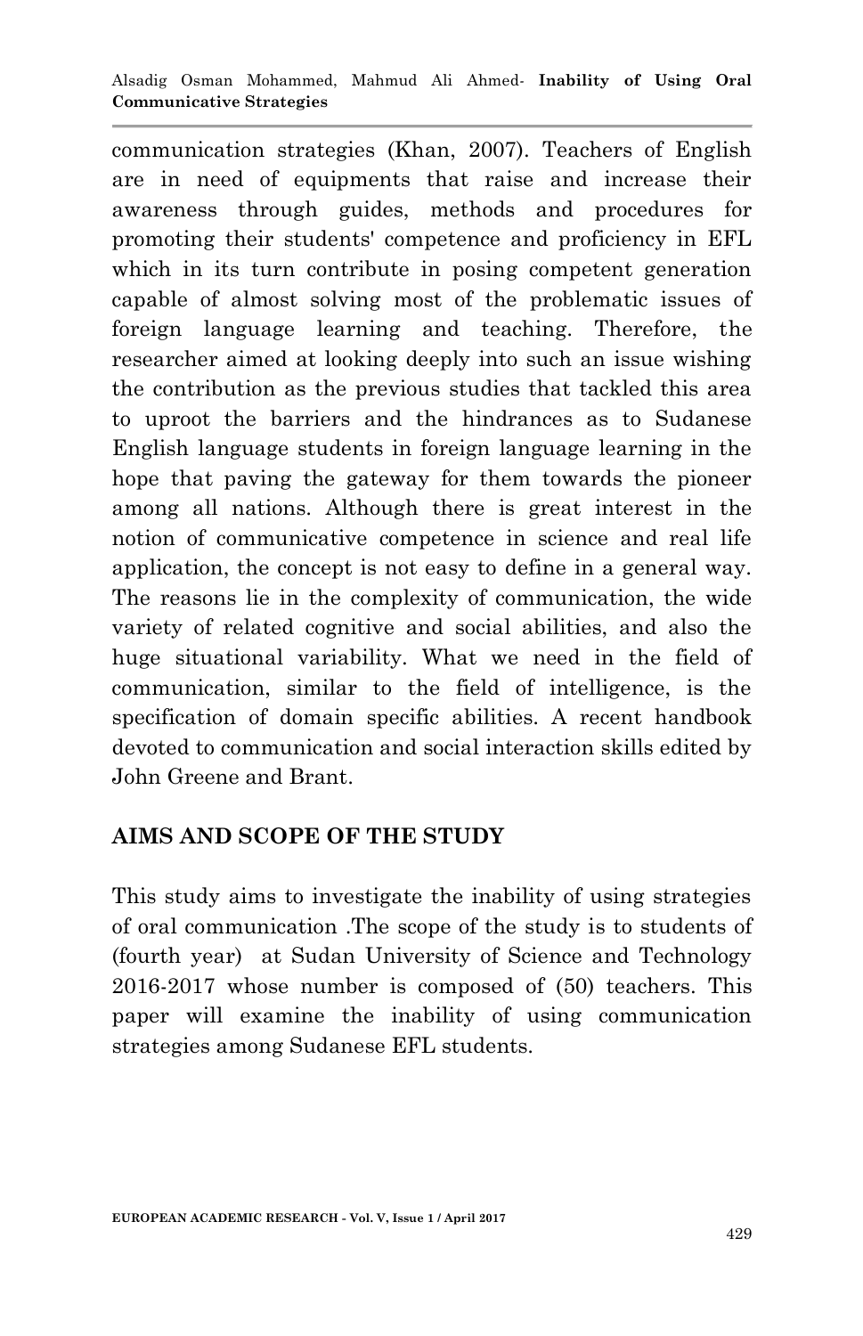communication strategies (Khan, 2007). Teachers of English are in need of equipments that raise and increase their awareness through guides, methods and procedures for promoting their students' competence and proficiency in EFL which in its turn contribute in posing competent generation capable of almost solving most of the problematic issues of foreign language learning and teaching. Therefore, the researcher aimed at looking deeply into such an issue wishing the contribution as the previous studies that tackled this area to uproot the barriers and the hindrances as to Sudanese English language students in foreign language learning in the hope that paving the gateway for them towards the pioneer among all nations. Although there is great interest in the notion of communicative competence in science and real life application, the concept is not easy to define in a general way. The reasons lie in the complexity of communication, the wide variety of related cognitive and social abilities, and also the huge situational variability. What we need in the field of communication, similar to the field of intelligence, is the specification of domain specific abilities. A recent handbook devoted to communication and social interaction skills edited by John Greene and Brant.

## AIMS AND SCOPE OF THE STUDY

This study aims to investigate the inability of using strategies of oral communication .The scope of the study is to students of (fourth year) at Sudan University of Science and Technology 2016-2017 whose number is composed of (50) teachers. This paper will examine the inability of using communication strategies among Sudanese EFL students.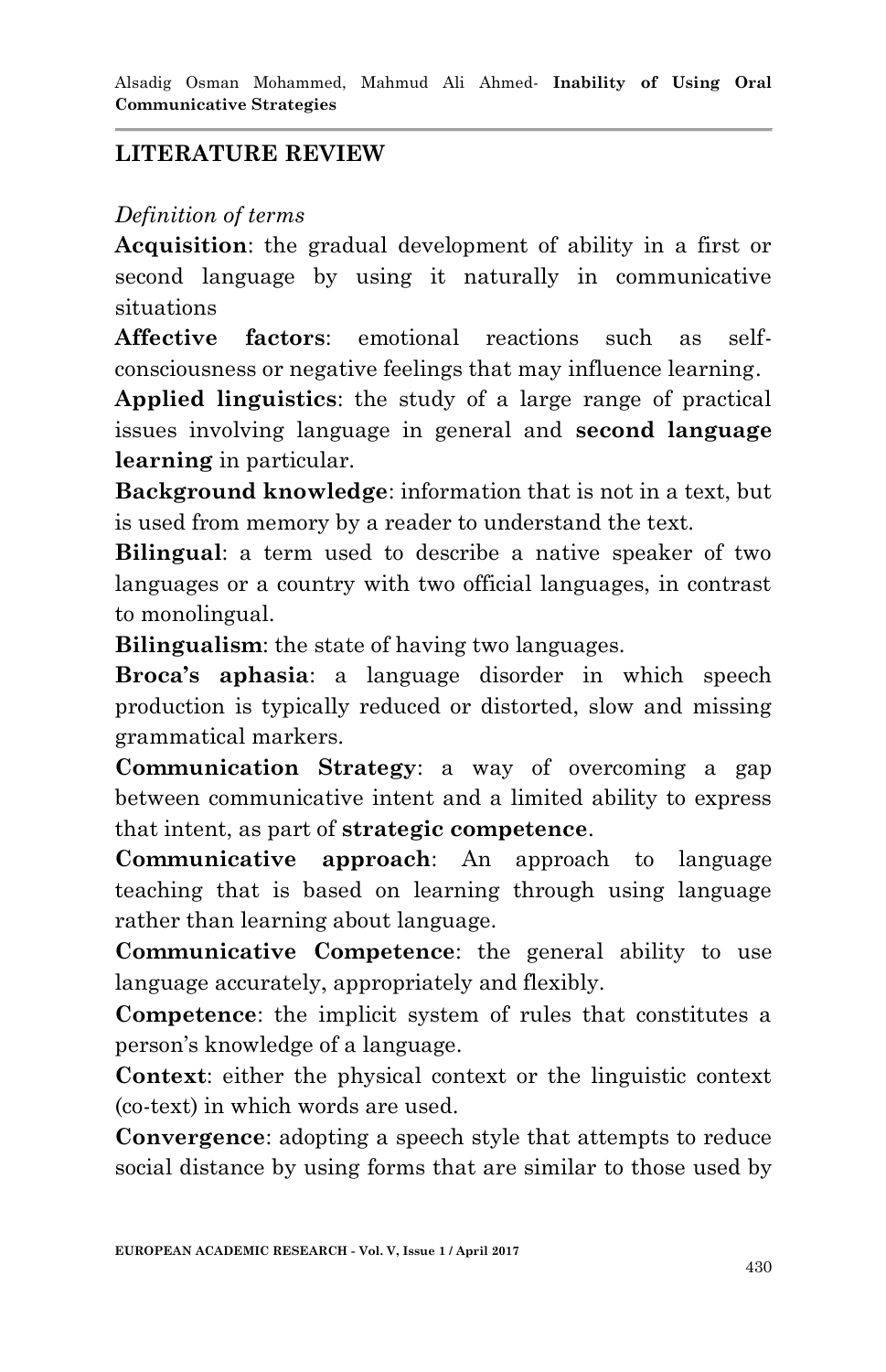## LITERATURE REVIEW

*Definition of terms*

**Acquisition**: the gradual development of ability in a first or second language by using it naturally in communicative situations

**Affective factors**: emotional reactions such as self-consciousness or negative feelings that may influence learning.

**Applied linguistics**: the study of a large range of practical issues involving language in general and **second language learning** in particular.

**Background knowledge**: information that is not in a text, but is used from memory by a reader to understand the text.

**Bilingual**: a term used to describe a native speaker of two languages or a country with two official languages, in contrast to monolingual.

**Bilingualism**: the state of having two languages.

**Broca's aphasia**: a language disorder in which speech production is typically reduced or distorted, slow and missing grammatical markers.

**Communication Strategy**: a way of overcoming a gap between communicative intent and a limited ability to express that intent, as part of **strategic competence**.

**Communicative approach**: An approach to language teaching that is based on learning through using language rather than learning about language.

**Communicative Competence**: the general ability to use language accurately, appropriately and flexibly.

**Competence**: the implicit system of rules that constitutes a person's knowledge of a language.

**Context**: either the physical context or the linguistic context (co-text) in which words are used.

**Convergence**: adopting a speech style that attempts to reduce social distance by using forms that are similar to those used by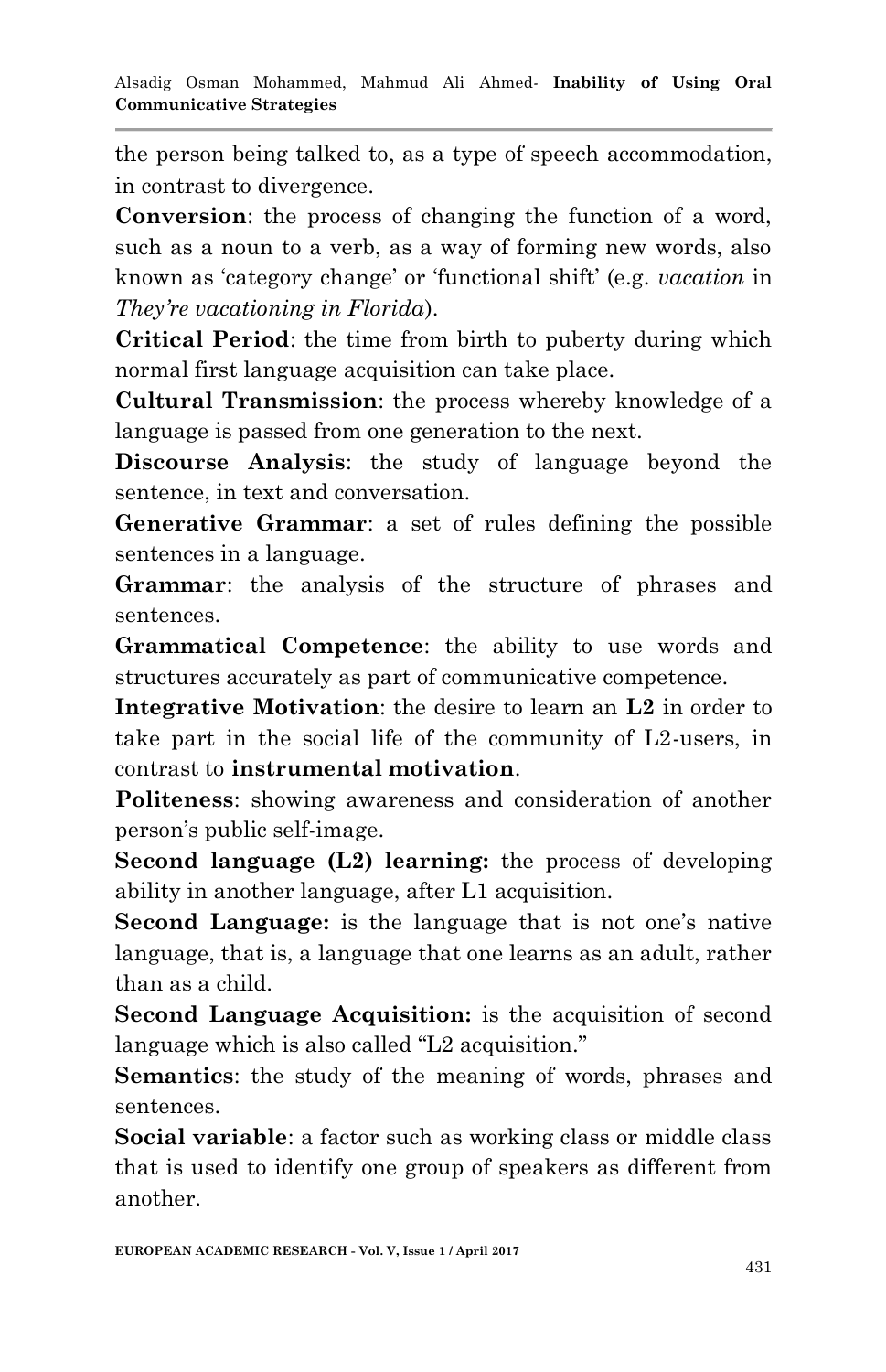the person being talked to, as a type of speech accommodation, in contrast to divergence.

**Conversion**: the process of changing the function of a word, such as a noun to a verb, as a way of forming new words, also known as 'category change' or 'functional shift' (e.g. *vacation* in *They're vacationing in Florida*).

**Critical Period**: the time from birth to puberty during which normal first language acquisition can take place.

**Cultural Transmission**: the process whereby knowledge of a language is passed from one generation to the next.

**Discourse Analysis**: the study of language beyond the sentence, in text and conversation.

**Generative Grammar**: a set of rules defining the possible sentences in a language.

**Grammar**: the analysis of the structure of phrases and sentences.

**Grammatical Competence**: the ability to use words and structures accurately as part of communicative competence.

**Integrative Motivation**: the desire to learn an **L2** in order to take part in the social life of the community of L2-users, in contrast to **instrumental motivation**.

**Politeness**: showing awareness and consideration of another person's public self-image.

**Second language (L2) learning:** the process of developing ability in another language, after L1 acquisition.

**Second Language:** is the language that is not one's native language, that is, a language that one learns as an adult, rather than as a child.

**Second Language Acquisition:** is the acquisition of second language which is also called "L2 acquisition."

**Semantics**: the study of the meaning of words, phrases and sentences.

**Social variable**: a factor such as working class or middle class that is used to identify one group of speakers as different from another.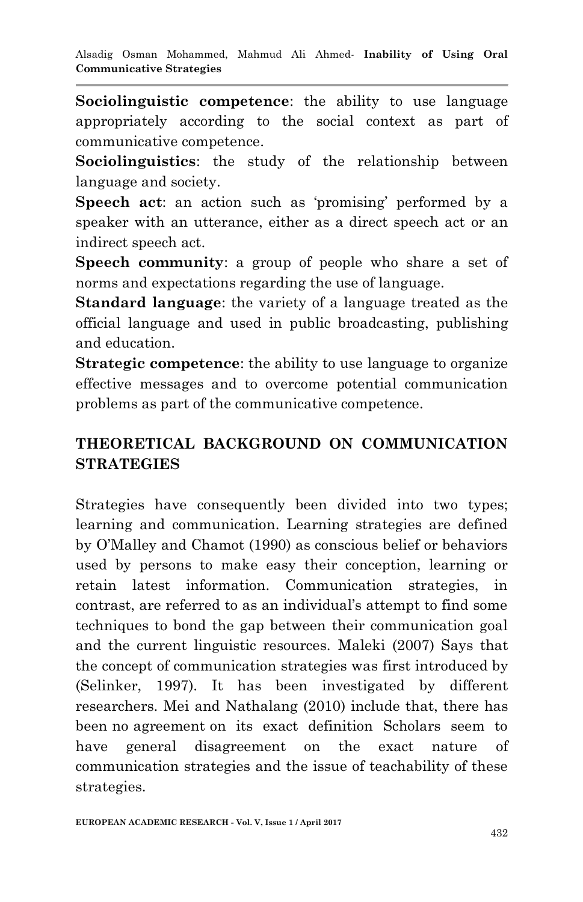**Sociolinguistic competence**: the ability to use language appropriately according to the social context as part of communicative competence.

**Sociolinguistics**: the study of the relationship between language and society.

**Speech act**: an action such as 'promising' performed by a speaker with an utterance, either as a direct speech act or an indirect speech act.

**Speech community**: a group of people who share a set of norms and expectations regarding the use of language.

**Standard language**: the variety of a language treated as the official language and used in public broadcasting, publishing and education.

**Strategic competence**: the ability to use language to organize effective messages and to overcome potential communication problems as part of the communicative competence.

## THEORETICAL BACKGROUND ON COMMUNICATION STRATEGIES

Strategies have consequently been divided into two types; learning and communication. Learning strategies are defined by O'Malley and Chamot (1990) as conscious belief or behaviors used by persons to make easy their conception, learning or retain latest information. Communication strategies, in contrast, are referred to as an individual's attempt to find some techniques to bond the gap between their communication goal and the current linguistic resources. Maleki (2007) Says that the concept of communication strategies was first introduced by (Selinker, 1997). It has been investigated by different researchers. Mei and Nathalang (2010) include that, there has been no agreement on its exact definition Scholars seem to have general disagreement on the exact nature of communication strategies and the issue of teachability of these strategies.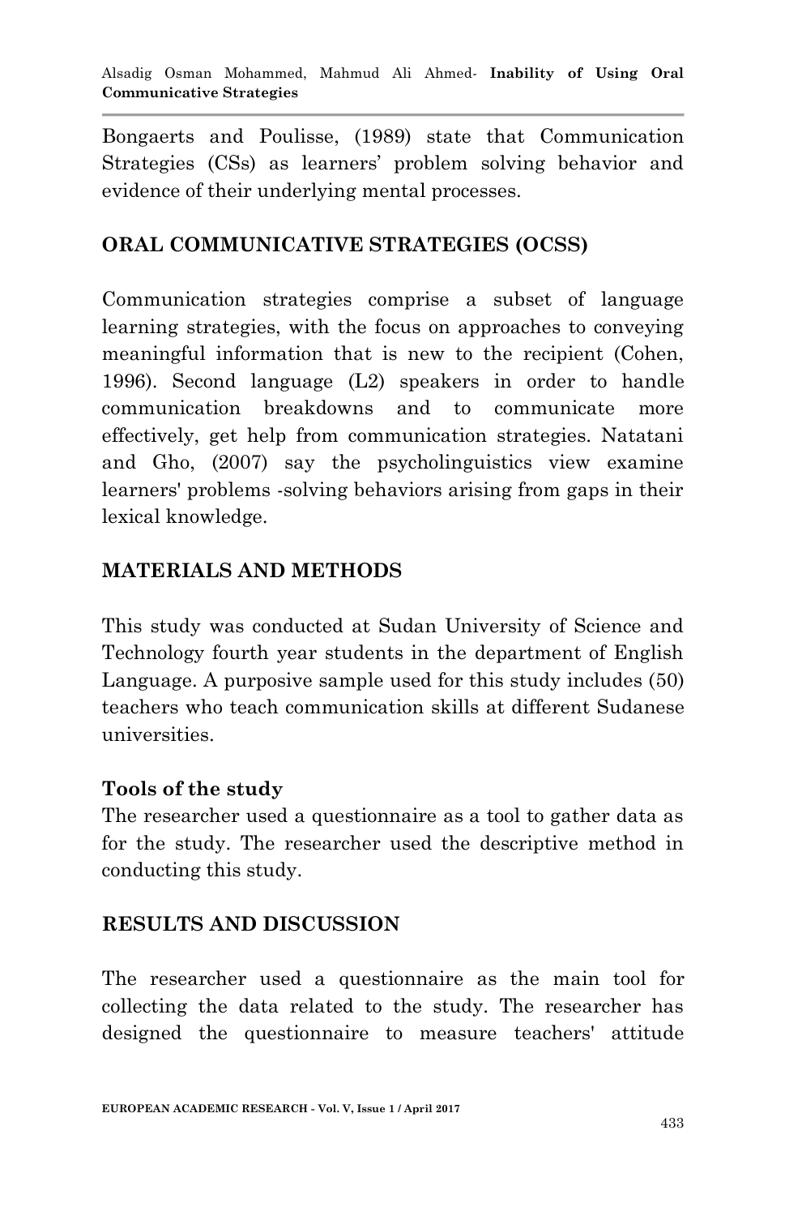Bongaerts and Poulisse, (1989) state that Communication Strategies (CSs) as learners' problem solving behavior and evidence of their underlying mental processes.

## ORAL COMMUNICATIVE STRATEGIES (OCSS)

Communication strategies comprise a subset of language learning strategies, with the focus on approaches to conveying meaningful information that is new to the recipient (Cohen, 1996). Second language (L2) speakers in order to handle communication breakdowns and to communicate more effectively, get help from communication strategies. Natatani and Gho, (2007) say the psycholinguistics view examine learners' problems -solving behaviors arising from gaps in their lexical knowledge.

## MATERIALS AND METHODS

This study was conducted at Sudan University of Science and Technology fourth year students in the department of English Language. A purposive sample used for this study includes (50) teachers who teach communication skills at different Sudanese universities.

### Tools of the study

The researcher used a questionnaire as a tool to gather data as for the study. The researcher used the descriptive method in conducting this study.

## RESULTS AND DISCUSSION

The researcher used a questionnaire as the main tool for collecting the data related to the study. The researcher has designed the questionnaire to measure teachers' attitude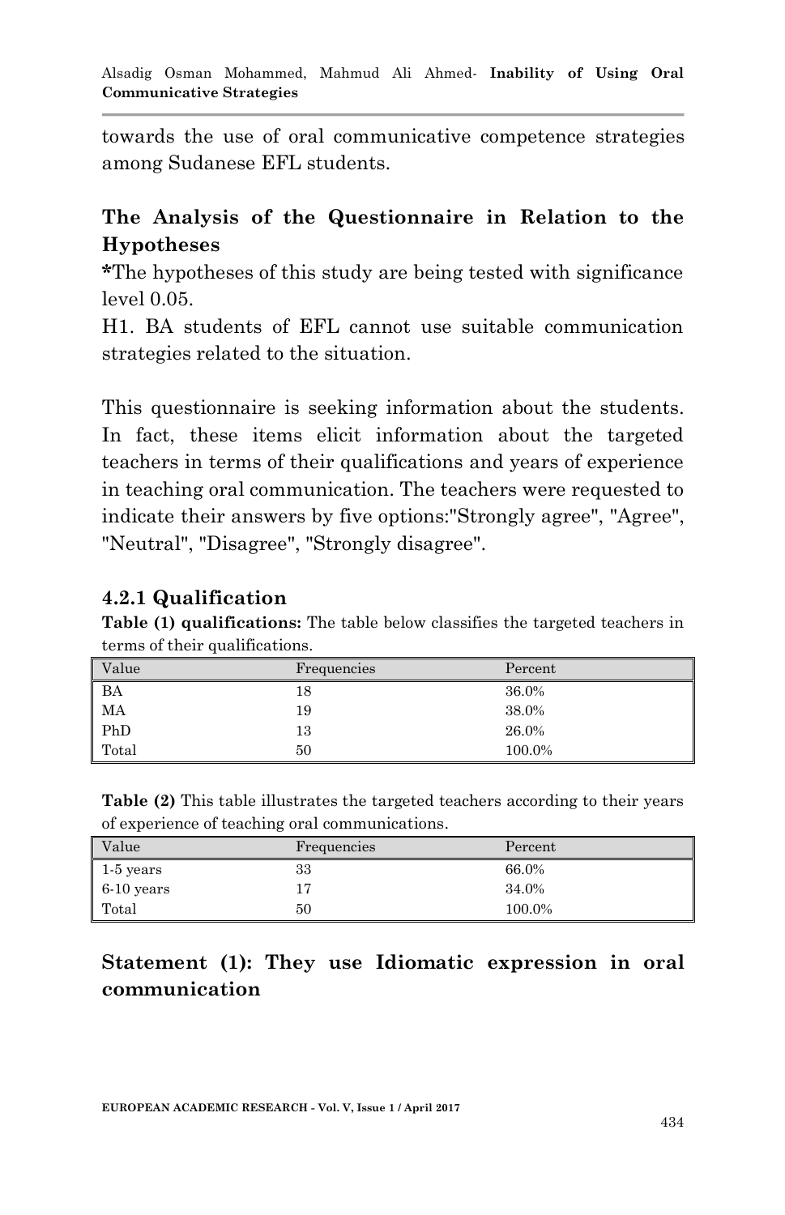towards the use of oral communicative competence strategies among Sudanese EFL students.

## The Analysis of the Questionnaire in Relation to the Hypotheses

***** The hypotheses of this study are being tested with significance level 0.05.

H1. BA students of EFL cannot use suitable communication strategies related to the situation.

This questionnaire is seeking information about the students. In fact, these items elicit information about the targeted teachers in terms of their qualifications and years of experience in teaching oral communication. The teachers were requested to indicate their answers by five options:"Strongly agree", "Agree", "Neutral", "Disagree", "Strongly disagree".

### 4.2.1 Qualification

**Table (1) qualifications:** The table below classifies the targeted teachers in terms of their qualifications.

| Value | Frequencies | Percent |
|---|---|---|
| BA | 18 | 36.0% |
| MA | 19 | 38.0% |
| PhD | 13 | 26.0% |
| Total | 50 | 100.0% |

**Table (2)** This table illustrates the targeted teachers according to their years of experience of teaching oral communications.

| Value | Frequencies | Percent |
|---|---|---|
| 1-5 years | 33 | 66.0% |
| 6-10 years | 17 | 34.0% |
| Total | 50 | 100.0% |

## Statement (1): They use Idiomatic expression in oral communication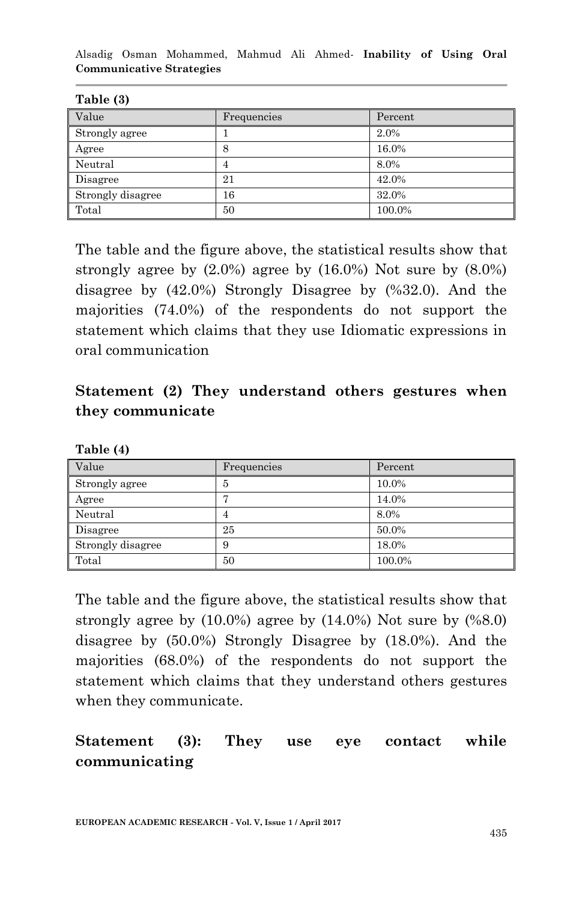**Table (3)**

| Value | Frequencies | Percent |
|---|---|---|
| Strongly agree | 1 | 2.0% |
| Agree | 8 | 16.0% |
| Neutral | 4 | 8.0% |
| Disagree | 21 | 42.0% |
| Strongly disagree | 16 | 32.0% |
| Total | 50 | 100.0% |

The table and the figure above, the statistical results show that strongly agree by (2.0%) agree by (16.0%) Not sure by (8.0%) disagree by (42.0%) Strongly Disagree by (%32.0). And the majorities (74.0%) of the respondents do not support the statement which claims that they use Idiomatic expressions in oral communication

### Statement (2) They understand others gestures when they communicate

**Table (4)**

| Value | Frequencies | Percent |
|---|---|---|
| Strongly agree | 5 | 10.0% |
| Agree | 7 | 14.0% |
| Neutral | 4 | 8.0% |
| Disagree | 25 | 50.0% |
| Strongly disagree | 9 | 18.0% |
| Total | 50 | 100.0% |

The table and the figure above, the statistical results show that strongly agree by (10.0%) agree by (14.0%) Not sure by (%8.0) disagree by (50.0%) Strongly Disagree by (18.0%). And the majorities (68.0%) of the respondents do not support the statement which claims that they understand others gestures when they communicate.

### Statement (3): They use eye contact while communicating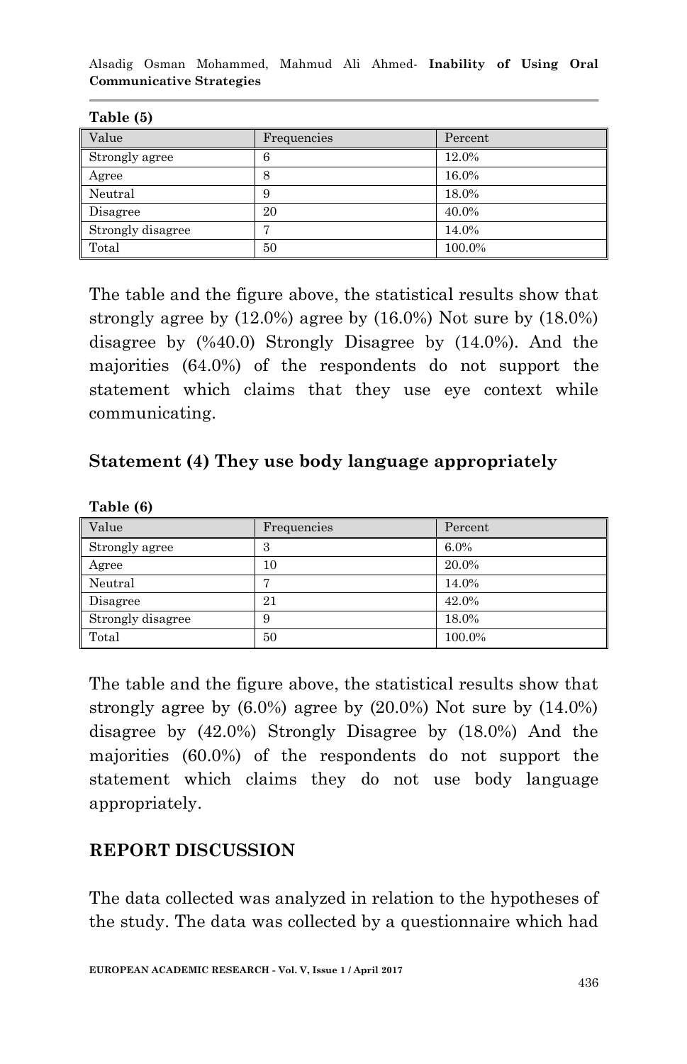**Table (5)**

| Value | Frequencies | Percent |
|---|---|---|
| Strongly agree | 6 | 12.0% |
| Agree | 8 | 16.0% |
| Neutral | 9 | 18.0% |
| Disagree | 20 | 40.0% |
| Strongly disagree | 7 | 14.0% |
| Total | 50 | 100.0% |

The table and the figure above, the statistical results show that strongly agree by (12.0%) agree by (16.0%) Not sure by (18.0%) disagree by (%40.0) Strongly Disagree by (14.0%). And the majorities (64.0%) of the respondents do not support the statement which claims that they use eye context while communicating.

### Statement (4) They use body language appropriately

**Table (6)**

| Value | Frequencies | Percent |
|---|---|---|
| Strongly agree | 3 | 6.0% |
| Agree | 10 | 20.0% |
| Neutral | 7 | 14.0% |
| Disagree | 21 | 42.0% |
| Strongly disagree | 9 | 18.0% |
| Total | 50 | 100.0% |

The table and the figure above, the statistical results show that strongly agree by (6.0%) agree by (20.0%) Not sure by (14.0%) disagree by (42.0%) Strongly Disagree by (18.0%) And the majorities (60.0%) of the respondents do not support the statement which claims they do not use body language appropriately.

## REPORT DISCUSSION

The data collected was analyzed in relation to the hypotheses of the study. The data was collected by a questionnaire which had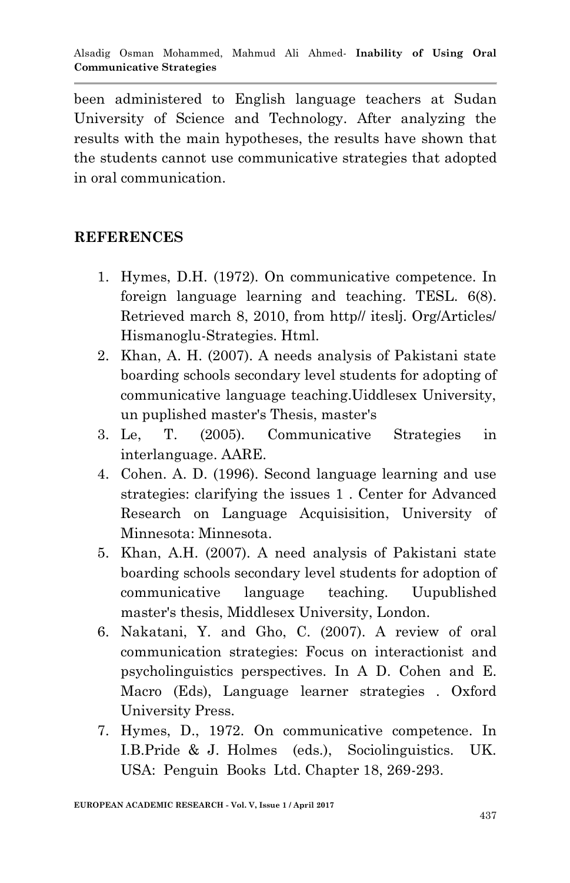been administered to English language teachers at Sudan University of Science and Technology. After analyzing the results with the main hypotheses, the results have shown that the students cannot use communicative strategies that adopted in oral communication.

## REFERENCES

1. Hymes, D.H. (1972). On communicative competence. In foreign language learning and teaching. TESL. 6(8). Retrieved march 8, 2010, from http// iteslj. Org/Articles/ Hismanoglu-Strategies. Html.
2. Khan, A. H. (2007). A needs analysis of Pakistani state boarding schools secondary level students for adopting of communicative language teaching.Uiddlesex University, un puplished master's Thesis, master's
3. Le, T. (2005). Communicative Strategies in interlanguage. AARE.
4. Cohen. A. D. (1996). Second language learning and use strategies: clarifying the issues 1 . Center for Advanced Research on Language Acquisisition, University of Minnesota: Minnesota.
5. Khan, A.H. (2007). A need analysis of Pakistani state boarding schools secondary level students for adoption of communicative language teaching. Uupublished master's thesis, Middlesex University, London.
6. Nakatani, Y. and Gho, C. (2007). A review of oral communication strategies: Focus on interactionist and psycholinguistics perspectives. In A D. Cohen and E. Macro (Eds), Language learner strategies . Oxford University Press.
7. Hymes, D., 1972. On communicative competence. In I.B.Pride & J. Holmes (eds.), Sociolinguistics. UK. USA: Penguin Books Ltd. Chapter 18, 269-293.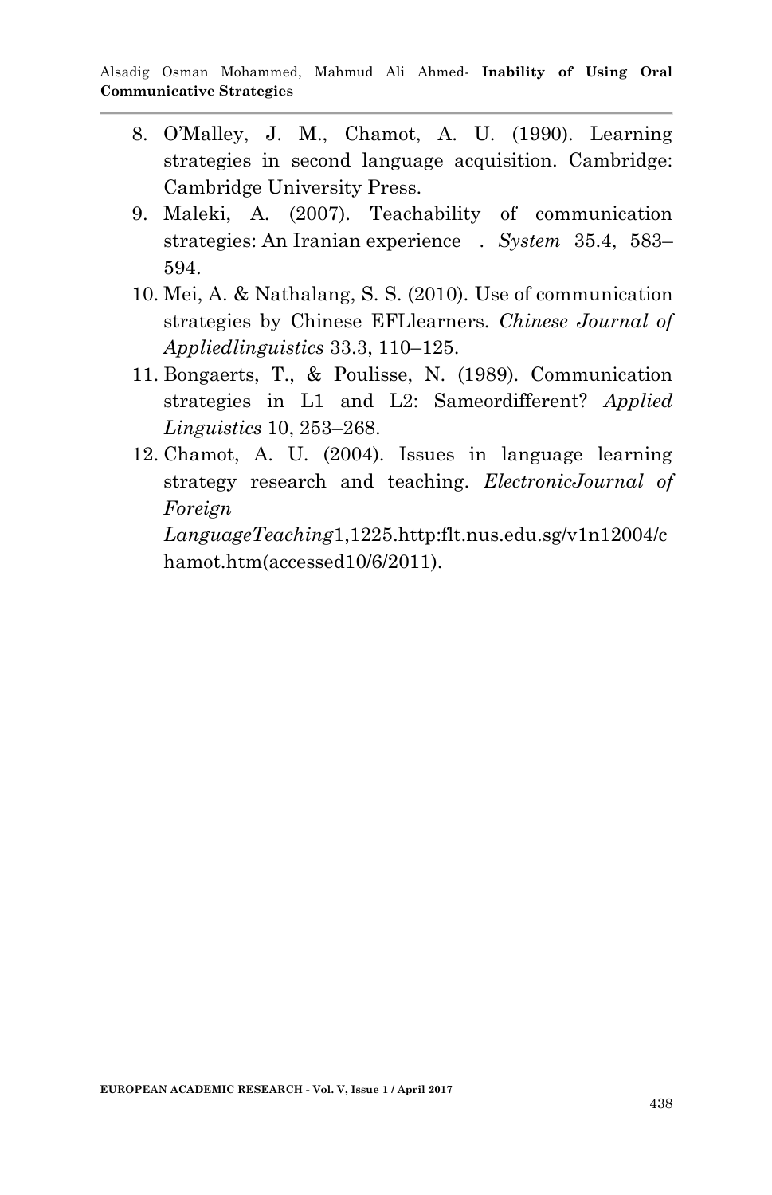8. O'Malley, J. M., Chamot, A. U. (1990). Learning strategies in second language acquisition. Cambridge: Cambridge University Press.
9. Maleki, A. (2007). Teachability of communication strategies: An Iranian experience . *System* 35.4, 583–594.
10. Mei, A. & Nathalang, S. S. (2010). Use of communication strategies by Chinese EFLlearners. *Chinese Journal of Appliedlinguistics* 33.3, 110–125.
11. Bongaerts, T., & Poulisse, N. (1989). Communication strategies in L1 and L2: Sameordifferent? *Applied Linguistics* 10, 253–268.
12. Chamot, A. U. (2004). Issues in language learning strategy research and teaching. *ElectronicJournal of Foreign LanguageTeaching*1,1225.http:flt.nus.edu.sg/v1n12004/chamot.htm(accessed10/6/2011).